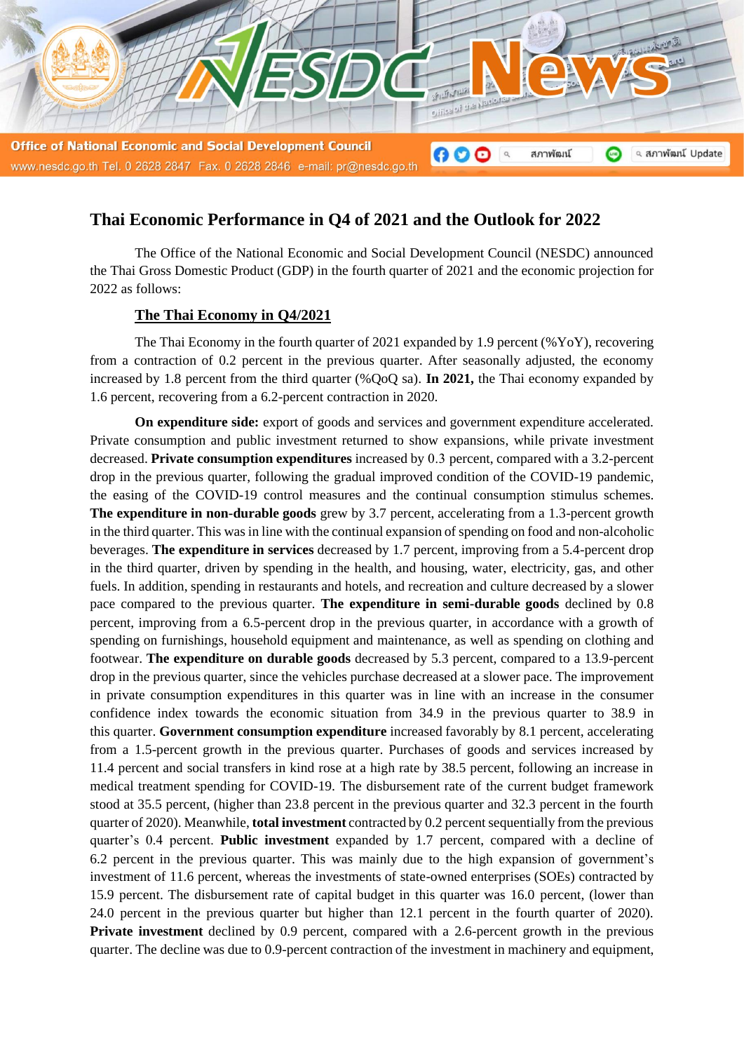# Thai Economic Performance in Q4 of 2021 and the Outlook for 2022

The Office of the National Economic and Social Development Council (NESDC) announced the Thai Gross Domestic Product (GDP) in the fourth quarter of 2021 and the economic projection for 2022 as follows:

## The Thai Economy in Q4/2021

The Thai Economy in the fourth quarter of 2021 expanded by 1.9 percent (%YoY), recovering from a contraction of 0.2 percent in the previous quarter. After seasonally adjusted, the economy increased by 1.8 percent from the third quarter (%QoQ sa). **In 2021,** the Thai economy expanded by 1.6 percent, recovering from a 6.2-percent contraction in 2020.

**On expenditure side:** export of goods and services and government expenditure accelerated. Private consumption and public investment returned to show expansions, while private investment decreased. **Private consumption expenditures** increased by 0.3 percent, compared with a 3.2-percent drop in the previous quarter, following the gradual improved condition of the COVID-19 pandemic, the easing of the COVID-19 control measures and the continual consumption stimulus schemes. **The expenditure in non-durable goods** grew by 3.7 percent, accelerating from a 1.3-percent growth in the third quarter. This was in line with the continual expansion of spending on food and non-alcoholic beverages. **The expenditure in services** decreased by 1.7 percent, improving from a 5.4-percent drop in the third quarter, driven by spending in the health, and housing, water, electricity, gas, and other fuels. In addition, spending in restaurants and hotels, and recreation and culture decreased by a slower pace compared to the previous quarter. **The expenditure in semi-durable goods** declined by 0.8 percent, improving from a 6.5-percent drop in the previous quarter, in accordance with a growth of spending on furnishings, household equipment and maintenance, as well as spending on clothing and footwear. **The expenditure on durable goods** decreased by 5.3 percent, compared to a 13.9-percent drop in the previous quarter, since the vehicles purchase decreased at a slower pace. The improvement in private consumption expenditures in this quarter was in line with an increase in the consumer confidence index towards the economic situation from 34.9 in the previous quarter to 38.9 in this quarter. **Government consumption expenditure** increased favorably by 8.1 percent, accelerating from a 1.5-percent growth in the previous quarter. Purchases of goods and services increased by 11.4 percent and social transfers in kind rose at a high rate by 38.5 percent, following an increase in medical treatment spending for COVID-19. The disbursement rate of the current budget framework stood at 35.5 percent, (higher than 23.8 percent in the previous quarter and 32.3 percent in the fourth quarter of 2020). Meanwhile, **total investment** contracted by 0.2 percent sequentially from the previous quarter's 0.4 percent. **Public investment** expanded by 1.7 percent, compared with a decline of 6.2 percent in the previous quarter. This was mainly due to the high expansion of government's investment of 11.6 percent, whereas the investments of state-owned enterprises (SOEs) contracted by 15.9 percent. The disbursement rate of capital budget in this quarter was 16.0 percent, (lower than 24.0 percent in the previous quarter but higher than 12.1 percent in the fourth quarter of 2020). **Private investment** declined by 0.9 percent, compared with a 2.6-percent growth in the previous quarter. The decline was due to 0.9-percent contraction of the investment in machinery and equipment,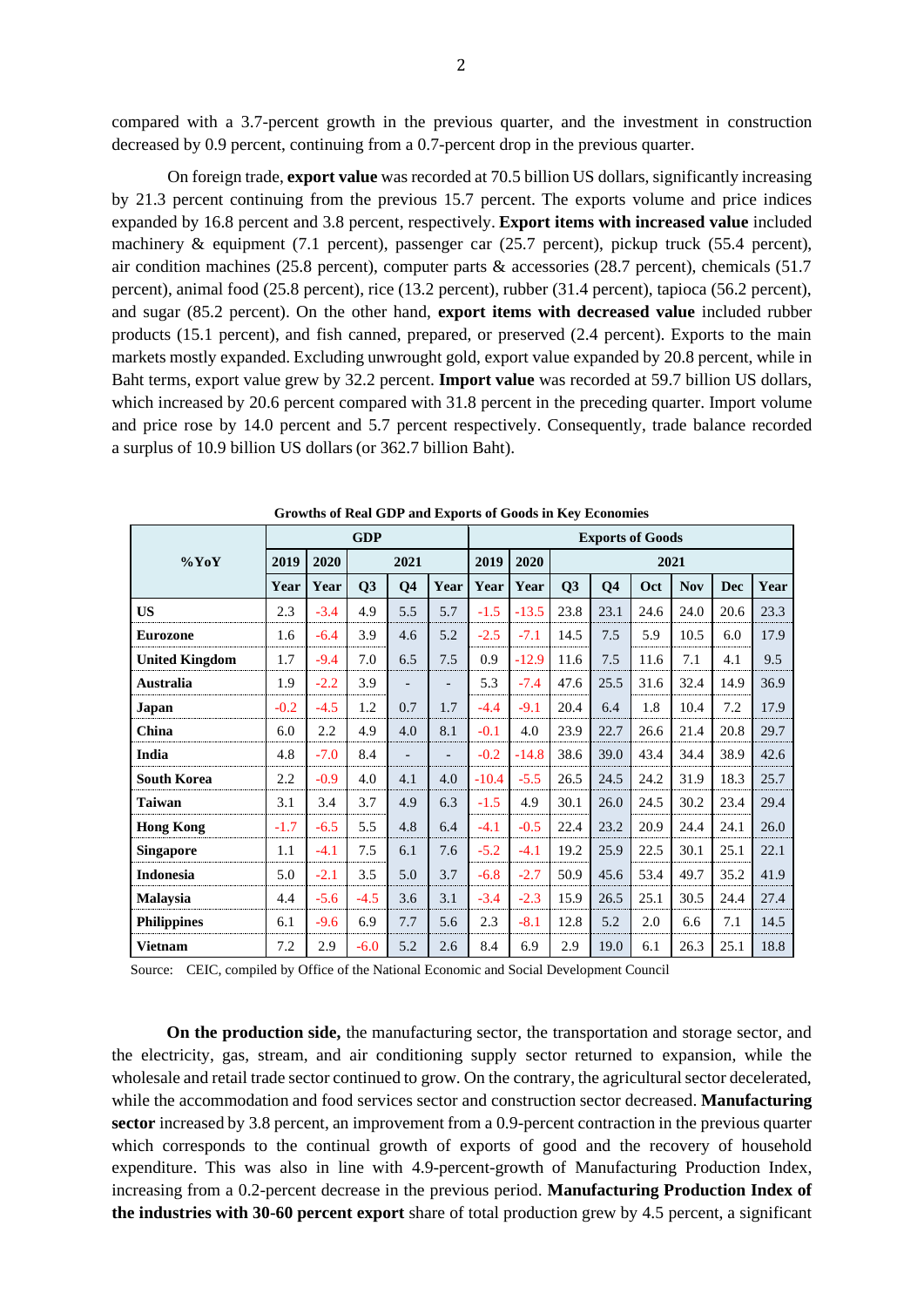compared with a 3.7-percent growth in the previous quarter, and the investment in construction decreased by 0.9 percent, continuing from a 0.7-percent drop in the previous quarter.

On foreign trade, **export value** was recorded at 70.5 billion US dollars, significantly increasing by 21.3 percent continuing from the previous 15.7 percent. The exports volume and price indices expanded by 16.8 percent and 3.8 percent, respectively. **Export items with increased value** included machinery & equipment (7.1 percent), passenger car (25.7 percent), pickup truck (55.4 percent), air condition machines (25.8 percent), computer parts & accessories (28.7 percent), chemicals (51.7 percent), animal food (25.8 percent), rice (13.2 percent), rubber (31.4 percent), tapioca (56.2 percent), and sugar (85.2 percent). On the other hand, **export items with decreased value** included rubber products (15.1 percent), and fish canned, prepared, or preserved (2.4 percent). Exports to the main markets mostly expanded. Excluding unwrought gold, export value expanded by 20.8 percent, while in Baht terms, export value grew by 32.2 percent. **Import value** was recorded at 59.7 billion US dollars, which increased by 20.6 percent compared with 31.8 percent in the preceding quarter. Import volume and price rose by 14.0 percent and 5.7 percent respectively. Consequently, trade balance recorded a surplus of 10.9 billion US dollars (or 362.7 billion Baht).

**Growths of Real GDP and Exports of Goods in Key Economies**

| %YoY | GDP | | | | | Exports of Goods | | | | | | | |
|---|---|---|---|---|---|---|---|---|---|---|---|---|---|
| | 2019 | 2020 | 2021 | | | 2019 | 2020 | 2021 | | | | | |
| | Year | Year | Q3 | Q4 | Year | Year | Year | Q3 | Q4 | Oct | Nov | Dec | Year |
| **US** | 2.3 | -3.4 | 4.9 | 5.5 | 5.7 | -1.5 | -13.5 | 23.8 | 23.1 | 24.6 | 24.0 | 20.6 | 23.3 |
| **Eurozone** | 1.6 | -6.4 | 3.9 | 4.6 | 5.2 | -2.5 | -7.1 | 14.5 | 7.5 | 5.9 | 10.5 | 6.0 | 17.9 |
| **United Kingdom** | 1.7 | -9.4 | 7.0 | 6.5 | 7.5 | 0.9 | -12.9 | 11.6 | 7.5 | 11.6 | 7.1 | 4.1 | 9.5 |
| **Australia** | 1.9 | -2.2 | 3.9 | - | - | 5.3 | -7.4 | 47.6 | 25.5 | 31.6 | 32.4 | 14.9 | 36.9 |
| **Japan** | -0.2 | -4.5 | 1.2 | 0.7 | 1.7 | -4.4 | -9.1 | 20.4 | 6.4 | 1.8 | 10.4 | 7.2 | 17.9 |
| **China** | 6.0 | 2.2 | 4.9 | 4.0 | 8.1 | -0.1 | 4.0 | 23.9 | 22.7 | 26.6 | 21.4 | 20.8 | 29.7 |
| **India** | 4.8 | -7.0 | 8.4 | - | - | -0.2 | -14.8 | 38.6 | 39.0 | 43.4 | 34.4 | 38.9 | 42.6 |
| **South Korea** | 2.2 | -0.9 | 4.0 | 4.1 | 4.0 | -10.4 | -5.5 | 26.5 | 24.5 | 24.2 | 31.9 | 18.3 | 25.7 |
| **Taiwan** | 3.1 | 3.4 | 3.7 | 4.9 | 6.3 | -1.5 | 4.9 | 30.1 | 26.0 | 24.5 | 30.2 | 23.4 | 29.4 |
| **Hong Kong** | -1.7 | -6.5 | 5.5 | 4.8 | 6.4 | -4.1 | -0.5 | 22.4 | 23.2 | 20.9 | 24.4 | 24.1 | 26.0 |
| **Singapore** | 1.1 | -4.1 | 7.5 | 6.1 | 7.6 | -5.2 | -4.1 | 19.2 | 25.9 | 22.5 | 30.1 | 25.1 | 22.1 |
| **Indonesia** | 5.0 | -2.1 | 3.5 | 5.0 | 3.7 | -6.8 | -2.7 | 50.9 | 45.6 | 53.4 | 49.7 | 35.2 | 41.9 |
| **Malaysia** | 4.4 | -5.6 | -4.5 | 3.6 | 3.1 | -3.4 | -2.3 | 15.9 | 26.5 | 25.1 | 30.5 | 24.4 | 27.4 |
| **Philippines** | 6.1 | -9.6 | 6.9 | 7.7 | 5.6 | 2.3 | -8.1 | 12.8 | 5.2 | 2.0 | 6.6 | 7.1 | 14.5 |
| **Vietnam** | 7.2 | 2.9 | -6.0 | 5.2 | 2.6 | 8.4 | 6.9 | 2.9 | 19.0 | 6.1 | 26.3 | 25.1 | 18.8 |

Source: CEIC, compiled by Office of the National Economic and Social Development Council

**On the production side,** the manufacturing sector, the transportation and storage sector, and the electricity, gas, stream, and air conditioning supply sector returned to expansion, while the wholesale and retail trade sector continued to grow. On the contrary, the agricultural sector decelerated, while the accommodation and food services sector and construction sector decreased. **Manufacturing sector** increased by 3.8 percent, an improvement from a 0.9-percent contraction in the previous quarter which corresponds to the continual growth of exports of good and the recovery of household expenditure. This was also in line with 4.9-percent-growth of Manufacturing Production Index, increasing from a 0.2-percent decrease in the previous period. **Manufacturing Production Index of the industries with 30-60 percent export** share of total production grew by 4.5 percent, a significant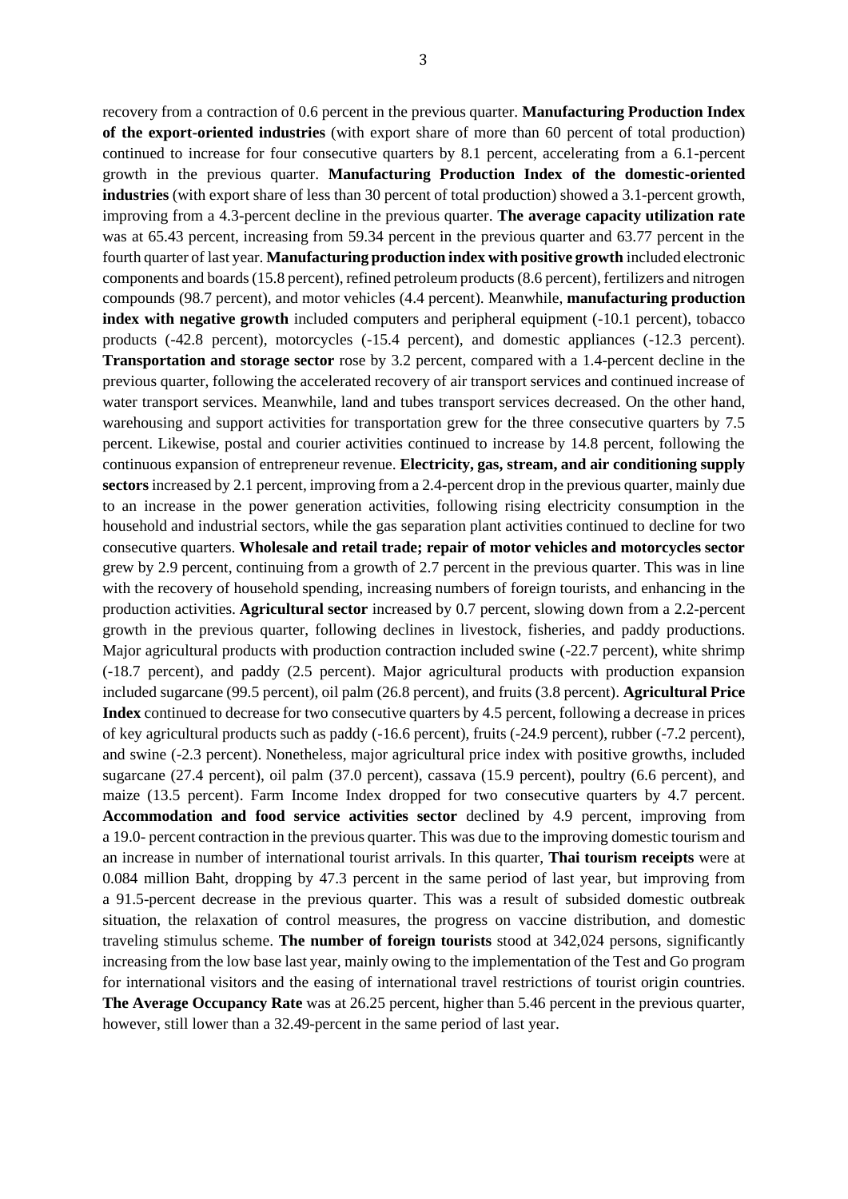recovery from a contraction of 0.6 percent in the previous quarter. **Manufacturing Production Index of the export-oriented industries** (with export share of more than 60 percent of total production) continued to increase for four consecutive quarters by 8.1 percent, accelerating from a 6.1-percent growth in the previous quarter. **Manufacturing Production Index of the domestic-oriented industries** (with export share of less than 30 percent of total production) showed a 3.1-percent growth, improving from a 4.3-percent decline in the previous quarter. **The average capacity utilization rate** was at 65.43 percent, increasing from 59.34 percent in the previous quarter and 63.77 percent in the fourth quarter of last year. **Manufacturing production index with positive growth** included electronic components and boards (15.8 percent), refined petroleum products (8.6 percent), fertilizers and nitrogen compounds (98.7 percent), and motor vehicles (4.4 percent). Meanwhile, **manufacturing production index with negative growth** included computers and peripheral equipment (-10.1 percent), tobacco products (-42.8 percent), motorcycles (-15.4 percent), and domestic appliances (-12.3 percent). **Transportation and storage sector** rose by 3.2 percent, compared with a 1.4-percent decline in the previous quarter, following the accelerated recovery of air transport services and continued increase of water transport services. Meanwhile, land and tubes transport services decreased. On the other hand, warehousing and support activities for transportation grew for the three consecutive quarters by 7.5 percent. Likewise, postal and courier activities continued to increase by 14.8 percent, following the continuous expansion of entrepreneur revenue. **Electricity, gas, stream, and air conditioning supply sectors** increased by 2.1 percent, improving from a 2.4-percent drop in the previous quarter, mainly due to an increase in the power generation activities, following rising electricity consumption in the household and industrial sectors, while the gas separation plant activities continued to decline for two consecutive quarters. **Wholesale and retail trade; repair of motor vehicles and motorcycles sector** grew by 2.9 percent, continuing from a growth of 2.7 percent in the previous quarter. This was in line with the recovery of household spending, increasing numbers of foreign tourists, and enhancing in the production activities. **Agricultural sector** increased by 0.7 percent, slowing down from a 2.2-percent growth in the previous quarter, following declines in livestock, fisheries, and paddy productions. Major agricultural products with production contraction included swine (-22.7 percent), white shrimp (-18.7 percent), and paddy (2.5 percent). Major agricultural products with production expansion included sugarcane (99.5 percent), oil palm (26.8 percent), and fruits (3.8 percent). **Agricultural Price Index** continued to decrease for two consecutive quarters by 4.5 percent, following a decrease in prices of key agricultural products such as paddy (-16.6 percent), fruits (-24.9 percent), rubber (-7.2 percent), and swine (-2.3 percent). Nonetheless, major agricultural price index with positive growths, included sugarcane (27.4 percent), oil palm (37.0 percent), cassava (15.9 percent), poultry (6.6 percent), and maize (13.5 percent). Farm Income Index dropped for two consecutive quarters by 4.7 percent. **Accommodation and food service activities sector** declined by 4.9 percent, improving from a 19.0- percent contraction in the previous quarter. This was due to the improving domestic tourism and an increase in number of international tourist arrivals. In this quarter, **Thai tourism receipts** were at 0.084 million Baht, dropping by 47.3 percent in the same period of last year, but improving from a 91.5-percent decrease in the previous quarter. This was a result of subsided domestic outbreak situation, the relaxation of control measures, the progress on vaccine distribution, and domestic traveling stimulus scheme. **The number of foreign tourists** stood at 342,024 persons, significantly increasing from the low base last year, mainly owing to the implementation of the Test and Go program for international visitors and the easing of international travel restrictions of tourist origin countries. **The Average Occupancy Rate** was at 26.25 percent, higher than 5.46 percent in the previous quarter, however, still lower than a 32.49-percent in the same period of last year.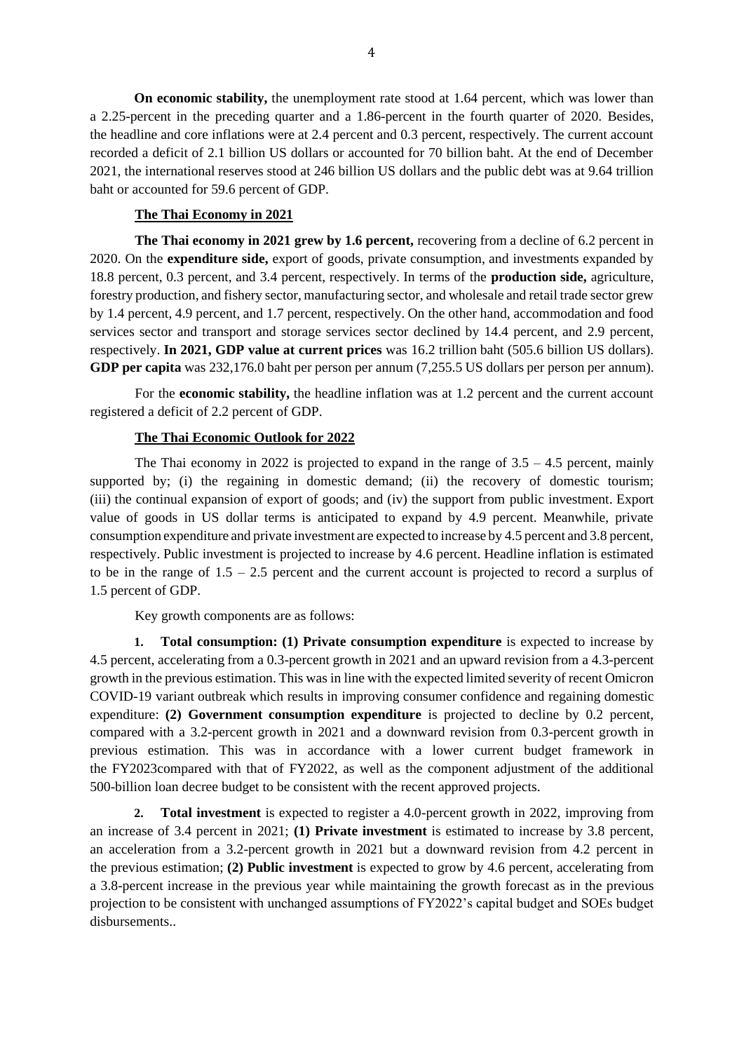**On economic stability,** the unemployment rate stood at 1.64 percent, which was lower than a 2.25-percent in the preceding quarter and a 1.86-percent in the fourth quarter of 2020. Besides, the headline and core inflations were at 2.4 percent and 0.3 percent, respectively. The current account recorded a deficit of 2.1 billion US dollars or accounted for 70 billion baht. At the end of December 2021, the international reserves stood at 246 billion US dollars and the public debt was at 9.64 trillion baht or accounted for 59.6 percent of GDP.

**The Thai Economy in 2021**

**The Thai economy in 2021 grew by 1.6 percent,** recovering from a decline of 6.2 percent in 2020. On the **expenditure side,** export of goods, private consumption, and investments expanded by 18.8 percent, 0.3 percent, and 3.4 percent, respectively. In terms of the **production side,** agriculture, forestry production, and fishery sector, manufacturing sector, and wholesale and retail trade sector grew by 1.4 percent, 4.9 percent, and 1.7 percent, respectively. On the other hand, accommodation and food services sector and transport and storage services sector declined by 14.4 percent, and 2.9 percent, respectively. **In 2021, GDP value at current prices** was 16.2 trillion baht (505.6 billion US dollars). **GDP per capita** was 232,176.0 baht per person per annum (7,255.5 US dollars per person per annum).

For the **economic stability,** the headline inflation was at 1.2 percent and the current account registered a deficit of 2.2 percent of GDP.

**The Thai Economic Outlook for 2022**

The Thai economy in 2022 is projected to expand in the range of 3.5 – 4.5 percent, mainly supported by; (i) the regaining in domestic demand; (ii) the recovery of domestic tourism; (iii) the continual expansion of export of goods; and (iv) the support from public investment. Export value of goods in US dollar terms is anticipated to expand by 4.9 percent. Meanwhile, private consumption expenditure and private investment are expected to increase by 4.5 percent and 3.8 percent, respectively. Public investment is projected to increase by 4.6 percent. Headline inflation is estimated to be in the range of 1.5 – 2.5 percent and the current account is projected to record a surplus of 1.5 percent of GDP.

Key growth components are as follows:

1. **Total consumption: (1) Private consumption expenditure** is expected to increase by 4.5 percent, accelerating from a 0.3-percent growth in 2021 and an upward revision from a 4.3-percent growth in the previous estimation. This was in line with the expected limited severity of recent Omicron COVID-19 variant outbreak which results in improving consumer confidence and regaining domestic expenditure: **(2) Government consumption expenditure** is projected to decline by 0.2 percent, compared with a 3.2-percent growth in 2021 and a downward revision from 0.3-percent growth in previous estimation. This was in accordance with a lower current budget framework in the FY2023compared with that of FY2022, as well as the component adjustment of the additional 500-billion loan decree budget to be consistent with the recent approved projects.

2. **Total investment** is expected to register a 4.0-percent growth in 2022, improving from an increase of 3.4 percent in 2021; **(1) Private investment** is estimated to increase by 3.8 percent, an acceleration from a 3.2-percent growth in 2021 but a downward revision from 4.2 percent in the previous estimation; **(2) Public investment** is expected to grow by 4.6 percent, accelerating from a 3.8-percent increase in the previous year while maintaining the growth forecast as in the previous projection to be consistent with unchanged assumptions of FY2022's capital budget and SOEs budget disbursements..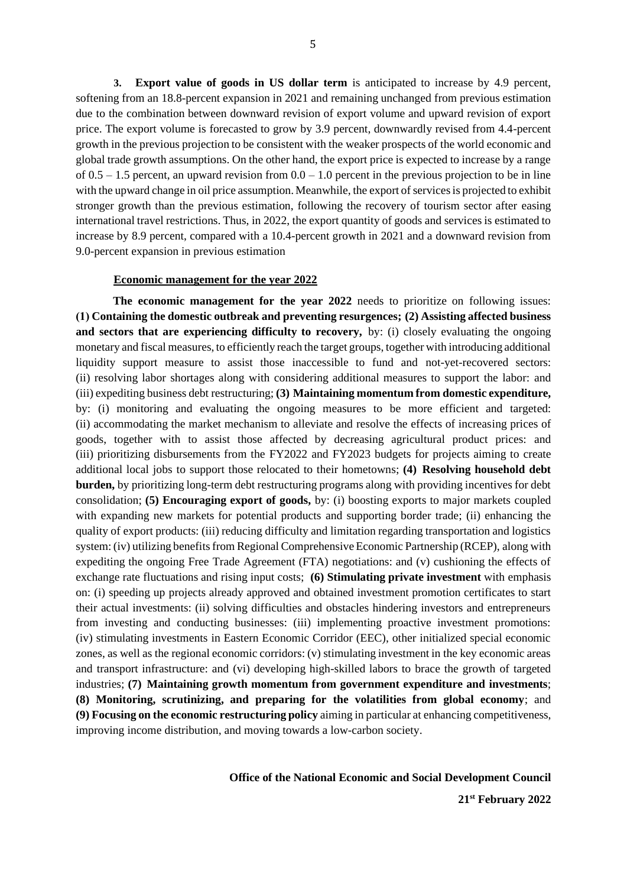3. **Export value of goods in US dollar term** is anticipated to increase by 4.9 percent, softening from an 18.8-percent expansion in 2021 and remaining unchanged from previous estimation due to the combination between downward revision of export volume and upward revision of export price. The export volume is forecasted to grow by 3.9 percent, downwardly revised from 4.4-percent growth in the previous projection to be consistent with the weaker prospects of the world economic and global trade growth assumptions. On the other hand, the export price is expected to increase by a range of 0.5 – 1.5 percent, an upward revision from 0.0 – 1.0 percent in the previous projection to be in line with the upward change in oil price assumption. Meanwhile, the export of services is projected to exhibit stronger growth than the previous estimation, following the recovery of tourism sector after easing international travel restrictions. Thus, in 2022, the export quantity of goods and services is estimated to increase by 8.9 percent, compared with a 10.4-percent growth in 2021 and a downward revision from 9.0-percent expansion in previous estimation

**Economic management for the year 2022**

**The economic management for the year 2022** needs to prioritize on following issues: **(1) Containing the domestic outbreak and preventing resurgences; (2) Assisting affected business and sectors that are experiencing difficulty to recovery,** by: (i) closely evaluating the ongoing monetary and fiscal measures, to efficiently reach the target groups, together with introducing additional liquidity support measure to assist those inaccessible to fund and not-yet-recovered sectors: (ii) resolving labor shortages along with considering additional measures to support the labor: and (iii) expediting business debt restructuring; **(3) Maintaining momentum from domestic expenditure,** by: (i) monitoring and evaluating the ongoing measures to be more efficient and targeted: (ii) accommodating the market mechanism to alleviate and resolve the effects of increasing prices of goods, together with to assist those affected by decreasing agricultural product prices: and (iii) prioritizing disbursements from the FY2022 and FY2023 budgets for projects aiming to create additional local jobs to support those relocated to their hometowns; **(4) Resolving household debt burden,** by prioritizing long-term debt restructuring programs along with providing incentives for debt consolidation; **(5) Encouraging export of goods,** by: (i) boosting exports to major markets coupled with expanding new markets for potential products and supporting border trade; (ii) enhancing the quality of export products: (iii) reducing difficulty and limitation regarding transportation and logistics system: (iv) utilizing benefits from Regional Comprehensive Economic Partnership (RCEP), along with expediting the ongoing Free Trade Agreement (FTA) negotiations: and (v) cushioning the effects of exchange rate fluctuations and rising input costs; **(6) Stimulating private investment** with emphasis on: (i) speeding up projects already approved and obtained investment promotion certificates to start their actual investments: (ii) solving difficulties and obstacles hindering investors and entrepreneurs from investing and conducting businesses: (iii) implementing proactive investment promotions: (iv) stimulating investments in Eastern Economic Corridor (EEC), other initialized special economic zones, as well as the regional economic corridors: (v) stimulating investment in the key economic areas and transport infrastructure: and (vi) developing high-skilled labors to brace the growth of targeted industries; **(7) Maintaining growth momentum from government expenditure and investments**; **(8) Monitoring, scrutinizing, and preparing for the volatilities from global economy**; and **(9) Focusing on the economic restructuring policy** aiming in particular at enhancing competitiveness, improving income distribution, and moving towards a low-carbon society.

**Office of the National Economic and Social Development Council**

**21st February 2022**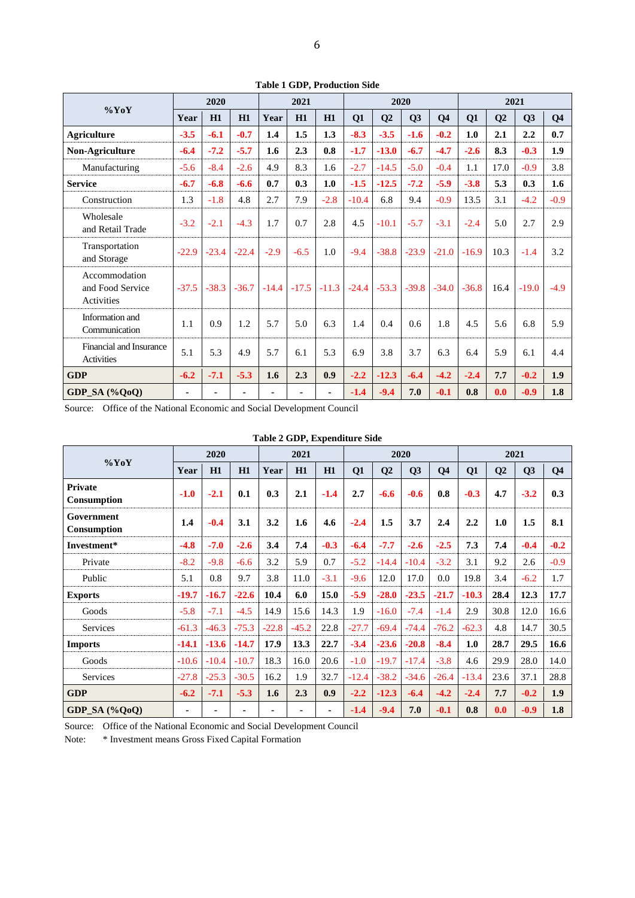**Table 1 GDP, Production Side**

| %YoY | 2020 | | | 2021 | | | 2020 | | | | 2021 | | | |
|---|---|---|---|---|---|---|---|---|---|---|---|---|---|---|
| | Year | H1 | H1 | Year | H1 | H1 | Q1 | Q2 | Q3 | Q4 | Q1 | Q2 | Q3 | Q4 |
| **Agriculture** | **-3.5** | **-6.1** | **-0.7** | **1.4** | **1.5** | **1.3** | **-8.3** | **-3.5** | **-1.6** | **-0.2** | **1.0** | **2.1** | **2.2** | **0.7** |
| **Non-Agriculture** | **-6.4** | **-7.2** | **-5.7** | **1.6** | **2.3** | **0.8** | **-1.7** | **-13.0** | **-6.7** | **-4.7** | **-2.6** | **8.3** | **-0.3** | **1.9** |
| Manufacturing | -5.6 | -8.4 | -2.6 | 4.9 | 8.3 | 1.6 | -2.7 | -14.5 | -5.0 | -0.4 | 1.1 | 17.0 | -0.9 | 3.8 |
| **Service** | **-6.7** | **-6.8** | **-6.6** | **0.7** | **0.3** | **1.0** | **-1.5** | **-12.5** | **-7.2** | **-5.9** | **-3.8** | **5.3** | **0.3** | **1.6** |
| Construction | 1.3 | -1.8 | 4.8 | 2.7 | 7.9 | -2.8 | -10.4 | 6.8 | 9.4 | -0.9 | 13.5 | 3.1 | -4.2 | -0.9 |
| Wholesale and Retail Trade | -3.2 | -2.1 | -4.3 | 1.7 | 0.7 | 2.8 | 4.5 | -10.1 | -5.7 | -3.1 | -2.4 | 5.0 | 2.7 | 2.9 |
| Transportation and Storage | -22.9 | -23.4 | -22.4 | -2.9 | -6.5 | 1.0 | -9.4 | -38.8 | -23.9 | -21.0 | -16.9 | 10.3 | -1.4 | 3.2 |
| Accommodation and Food Service Activities | -37.5 | -38.3 | -36.7 | -14.4 | -17.5 | -11.3 | -24.4 | -53.3 | -39.8 | -34.0 | -36.8 | 16.4 | -19.0 | -4.9 |
| Information and Communication | 1.1 | 0.9 | 1.2 | 5.7 | 5.0 | 6.3 | 1.4 | 0.4 | 0.6 | 1.8 | 4.5 | 5.6 | 6.8 | 5.9 |
| Financial and Insurance Activities | 5.1 | 5.3 | 4.9 | 5.7 | 6.1 | 5.3 | 6.9 | 3.8 | 3.7 | 6.3 | 6.4 | 5.9 | 6.1 | 4.4 |
| **GDP** | **-6.2** | **-7.1** | **-5.3** | **1.6** | **2.3** | **0.9** | **-2.2** | **-12.3** | **-6.4** | **-4.2** | **-2.4** | **7.7** | **-0.2** | **1.9** |
| **GDP_SA (%QoQ)** | - | - | - | - | - | - | **-1.4** | **-9.4** | **7.0** | **-0.1** | **0.8** | **0.0** | **-0.9** | **1.8** |

Source: Office of the National Economic and Social Development Council

**Table 2 GDP, Expenditure Side**

| %YoY | 2020 | | | 2021 | | | 2020 | | | | 2021 | | | |
|---|---|---|---|---|---|---|---|---|---|---|---|---|---|---|
| | Year | H1 | H1 | Year | H1 | H1 | Q1 | Q2 | Q3 | Q4 | Q1 | Q2 | Q3 | Q4 |
| **Private Consumption** | **-1.0** | **-2.1** | **0.1** | **0.3** | **2.1** | **-1.4** | **2.7** | **-6.6** | **-0.6** | **0.8** | **-0.3** | **4.7** | **-3.2** | **0.3** |
| **Government Consumption** | **1.4** | **-0.4** | **3.1** | **3.2** | **1.6** | **4.6** | **-2.4** | **1.5** | **3.7** | **2.4** | **2.2** | **1.0** | **1.5** | **8.1** |
| **Investment*** | **-4.8** | **-7.0** | **-2.6** | **3.4** | **7.4** | **-0.3** | **-6.4** | **-7.7** | **-2.6** | **-2.5** | **7.3** | **7.4** | **-0.4** | **-0.2** |
| Private | -8.2 | -9.8 | -6.6 | 3.2 | 5.9 | 0.7 | -5.2 | -14.4 | -10.4 | -3.2 | 3.1 | 9.2 | 2.6 | -0.9 |
| Public | 5.1 | 0.8 | 9.7 | 3.8 | 11.0 | -3.1 | -9.6 | 12.0 | 17.0 | 0.0 | 19.8 | 3.4 | -6.2 | 1.7 |
| **Exports** | **-19.7** | **-16.7** | **-22.6** | **10.4** | **6.0** | **15.0** | **-5.9** | **-28.0** | **-23.5** | **-21.7** | **-10.3** | **28.4** | **12.3** | **17.7** |
| Goods | -5.8 | -7.1 | -4.5 | 14.9 | 15.6 | 14.3 | 1.9 | -16.0 | -7.4 | -1.4 | 2.9 | 30.8 | 12.0 | 16.6 |
| Services | -61.3 | -46.3 | -75.3 | -22.8 | -45.2 | 22.8 | -27.7 | -69.4 | -74.4 | -76.2 | -62.3 | 4.8 | 14.7 | 30.5 |
| **Imports** | **-14.1** | **-13.6** | **-14.7** | **17.9** | **13.3** | **22.7** | **-3.4** | **-23.6** | **-20.8** | **-8.4** | **1.0** | **28.7** | **29.5** | **16.6** |
| Goods | -10.6 | -10.4 | -10.7 | 18.3 | 16.0 | 20.6 | -1.0 | -19.7 | -17.4 | -3.8 | 4.6 | 29.9 | 28.0 | 14.0 |
| Services | -27.8 | -25.3 | -30.5 | 16.2 | 1.9 | 32.7 | -12.4 | -38.2 | -34.6 | -26.4 | -13.4 | 23.6 | 37.1 | 28.8 |
| **GDP** | **-6.2** | **-7.1** | **-5.3** | **1.6** | **2.3** | **0.9** | **-2.2** | **-12.3** | **-6.4** | **-4.2** | **-2.4** | **7.7** | **-0.2** | **1.9** |
| **GDP_SA (%QoQ)** | - | - | - | - | - | - | **-1.4** | **-9.4** | **7.0** | **-0.1** | **0.8** | **0.0** | **-0.9** | **1.8** |

Source: Office of the National Economic and Social Development Council

Note: * Investment means Gross Fixed Capital Formation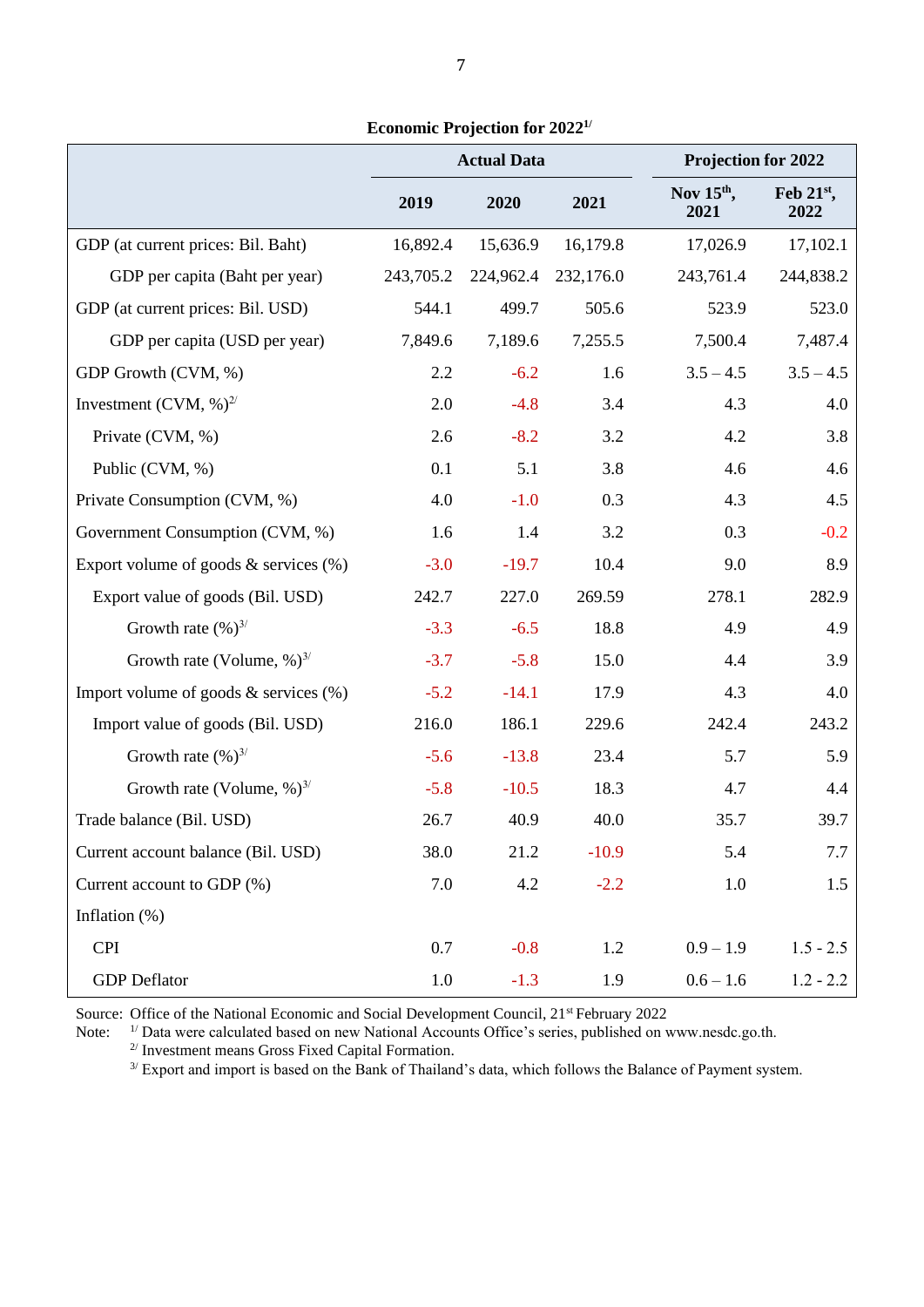**Economic Projection for 2022[1/]**

| | Actual Data | | | Projection for 2022 | |
|---|---|---|---|---|---|
| | 2019 | 2020 | 2021 | Nov 15th, 2021 | Feb 21st, 2022 |
| GDP (at current prices: Bil. Baht) | 16,892.4 | 15,636.9 | 16,179.8 | 17,026.9 | 17,102.1 |
| GDP per capita (Baht per year) | 243,705.2 | 224,962.4 | 232,176.0 | 243,761.4 | 244,838.2 |
| GDP (at current prices: Bil. USD) | 544.1 | 499.7 | 505.6 | 523.9 | 523.0 |
| GDP per capita (USD per year) | 7,849.6 | 7,189.6 | 7,255.5 | 7,500.4 | 7,487.4 |
| GDP Growth (CVM, %) | 2.2 | -6.2 | 1.6 | 3.5 – 4.5 | 3.5 – 4.5 |
| Investment (CVM, %)[2/] | 2.0 | -4.8 | 3.4 | 4.3 | 4.0 |
| Private (CVM, %) | 2.6 | -8.2 | 3.2 | 4.2 | 3.8 |
| Public (CVM, %) | 0.1 | 5.1 | 3.8 | 4.6 | 4.6 |
| Private Consumption (CVM, %) | 4.0 | -1.0 | 0.3 | 4.3 | 4.5 |
| Government Consumption (CVM, %) | 1.6 | 1.4 | 3.2 | 0.3 | -0.2 |
| Export volume of goods & services (%) | -3.0 | -19.7 | 10.4 | 9.0 | 8.9 |
| Export value of goods (Bil. USD) | 242.7 | 227.0 | 269.59 | 278.1 | 282.9 |
| Growth rate (%)[3/] | -3.3 | -6.5 | 18.8 | 4.9 | 4.9 |
| Growth rate (Volume, %)[3/] | -3.7 | -5.8 | 15.0 | 4.4 | 3.9 |
| Import volume of goods & services (%) | -5.2 | -14.1 | 17.9 | 4.3 | 4.0 |
| Import value of goods (Bil. USD) | 216.0 | 186.1 | 229.6 | 242.4 | 243.2 |
| Growth rate (%)[3/] | -5.6 | -13.8 | 23.4 | 5.7 | 5.9 |
| Growth rate (Volume, %)[3/] | -5.8 | -10.5 | 18.3 | 4.7 | 4.4 |
| Trade balance (Bil. USD) | 26.7 | 40.9 | 40.0 | 35.7 | 39.7 |
| Current account balance (Bil. USD) | 38.0 | 21.2 | -10.9 | 5.4 | 7.7 |
| Current account to GDP (%) | 7.0 | 4.2 | -2.2 | 1.0 | 1.5 |
| Inflation (%) | | | | | |
| CPI | 0.7 | -0.8 | 1.2 | 0.9 – 1.9 | 1.5 - 2.5 |
| GDP Deflator | 1.0 | -1.3 | 1.9 | 0.6 – 1.6 | 1.2 - 2.2 |

Source: Office of the National Economic and Social Development Council, 21st February 2022

Note: [1/] Data were calculated based on new National Accounts Office's series, published on www.nesdc.go.th.
[2/] Investment means Gross Fixed Capital Formation.
[3/] Export and import is based on the Bank of Thailand's data, which follows the Balance of Payment system.